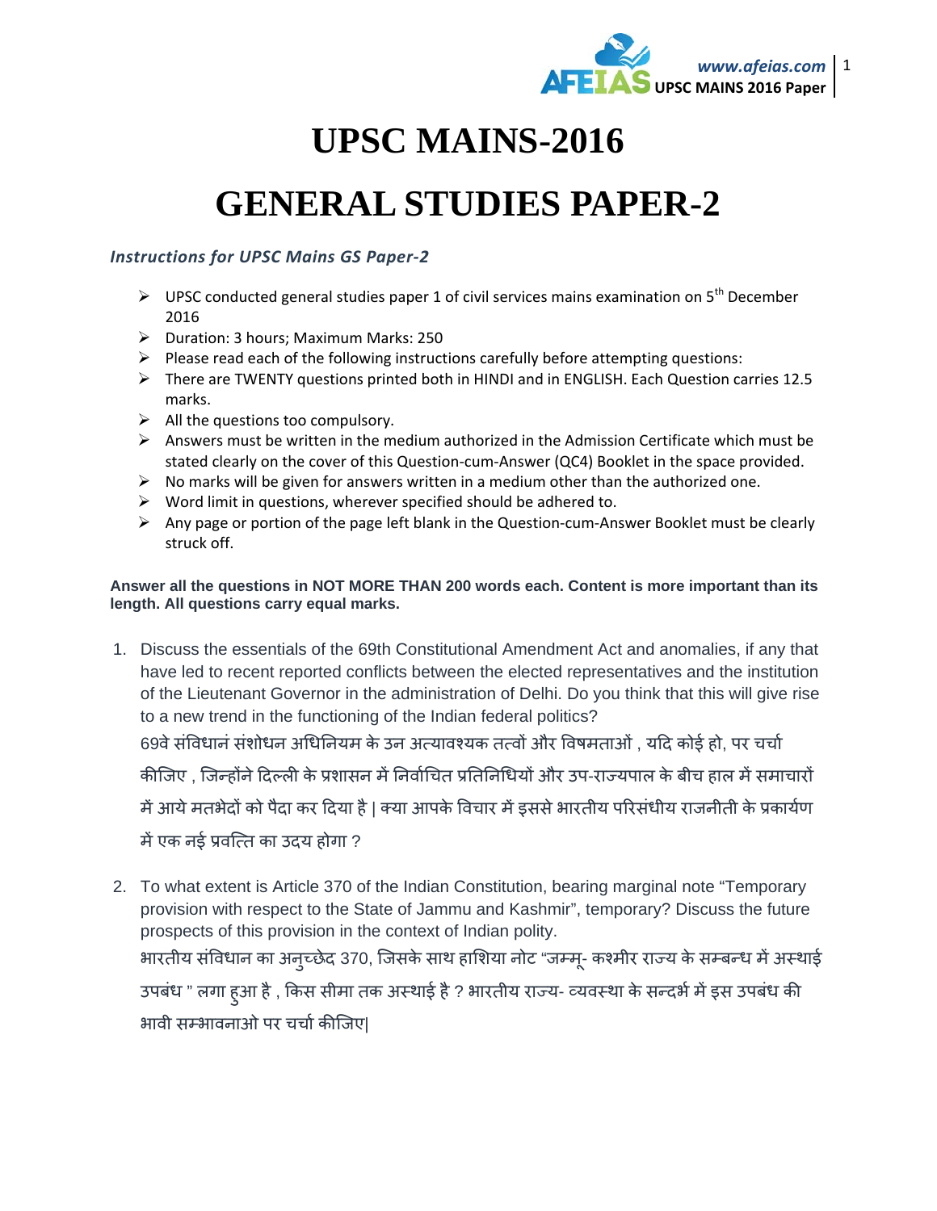# UPSC MAINS-2016

# GENERAL STUDIES PAPER-2

### *Instructions for UPSC Mains GS Paper-2*

- UPSC conducted general studies paper 1 of civil services mains examination on 5th December 2016
- Duration: 3 hours; Maximum Marks: 250
- Please read each of the following instructions carefully before attempting questions:
- There are TWENTY questions printed both in HINDI and in ENGLISH. Each Question carries 12.5 marks.
- All the questions too compulsory.
- Answers must be written in the medium authorized in the Admission Certificate which must be stated clearly on the cover of this Question-cum-Answer (QC4) Booklet in the space provided.
- No marks will be given for answers written in a medium other than the authorized one.
- Word limit in questions, wherever specified should be adhered to.
- Any page or portion of the page left blank in the Question-cum-Answer Booklet must be clearly struck off.

**Answer all the questions in NOT MORE THAN 200 words each. Content is more important than its length. All questions carry equal marks.**

1. Discuss the essentials of the 69th Constitutional Amendment Act and anomalies, if any that have led to recent reported conflicts between the elected representatives and the institution of the Lieutenant Governor in the administration of Delhi. Do you think that this will give rise to a new trend in the functioning of the Indian federal politics?

   69वे संविधानं संशोधन अधिनियम के उन अत्यावश्यक तत्वों और विषमताओं , यदि कोई हो, पर चर्चा कीजिए , जिन्होंने दिल्ली के प्रशासन में निर्वाचित प्रतिनिधियों और उप-राज्यपाल के बीच हाल में समाचारों में आये मतभेदों को पैदा कर दिया है | क्या आपके विचार में इससे भारतीय परिसंघीय राजनीती के प्रकार्यण में एक नई प्रवत्ति का उदय होगा ?

2. To what extent is Article 370 of the Indian Constitution, bearing marginal note “Temporary provision with respect to the State of Jammu and Kashmir”, temporary? Discuss the future prospects of this provision in the context of Indian polity.

   भारतीय संविधान का अनुच्छेद 370, जिसके साथ हाशिया नोट “जम्मू- कश्मीर राज्य के सम्बन्ध में अस्थाई उपबंध " लगा हुआ है , किस सीमा तक अस्थाई है ? भारतीय राज्य- व्यवस्था के सन्दर्भ में इस उपबंध की भावी सम्भावनाओ पर चर्चा कीजिए|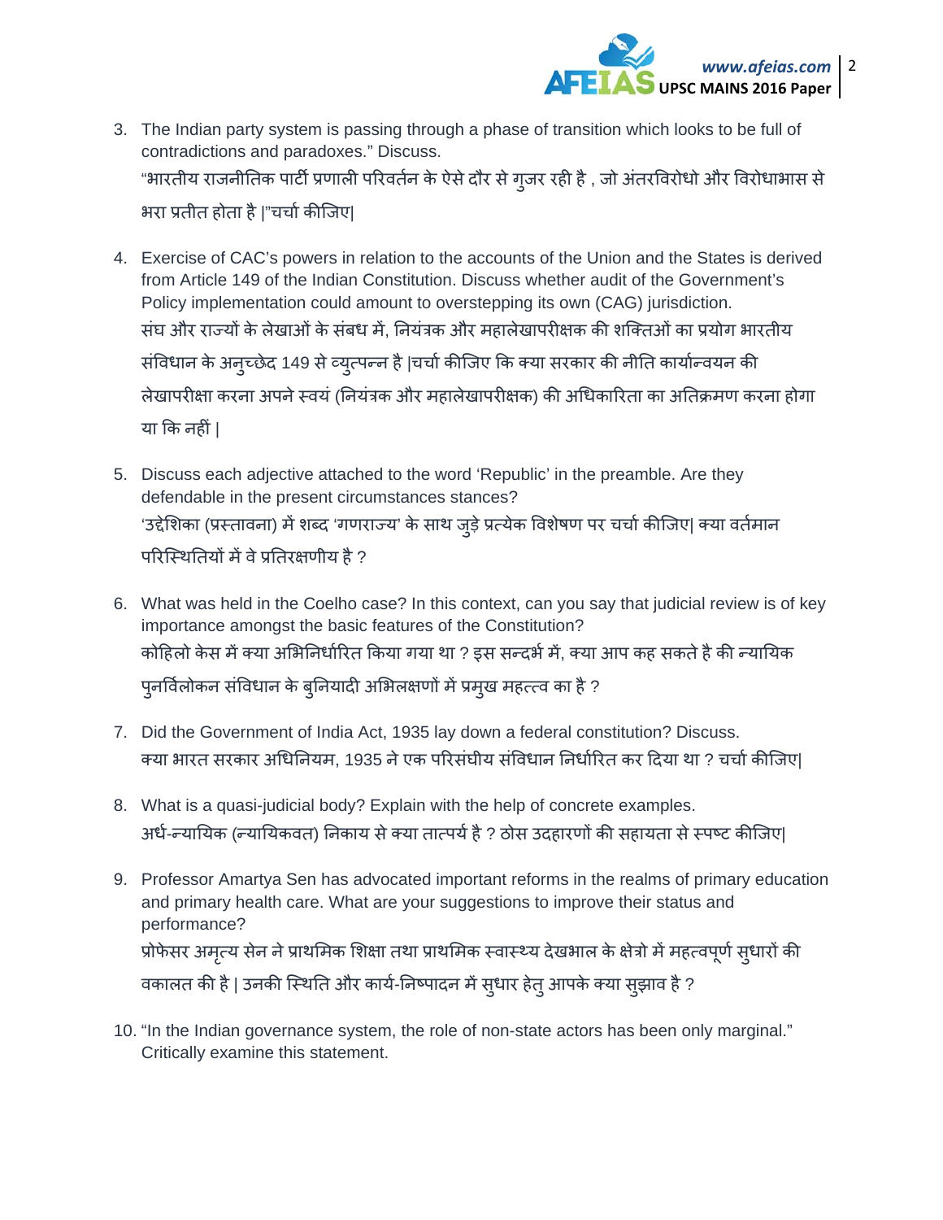3. The Indian party system is passing through a phase of transition which looks to be full of contradictions and paradoxes." Discuss.

   "भारतीय राजनीतिक पार्टी प्रणाली परिवर्तन के ऐसे दौर से गुजर रही है , जो अंतरविरोधो और विरोधाभास से भरा प्रतीत होता है |"चर्चा कीजिए|

4. Exercise of CAC's powers in relation to the accounts of the Union and the States is derived from Article 149 of the Indian Constitution. Discuss whether audit of the Government's Policy implementation could amount to overstepping its own (CAG) jurisdiction.

   संघ और राज्यों के लेखाओं के संबध में, नियंत्रक और महालेखापरीक्षक की शक्तिओं का प्रयोग भारतीय संविधान के अनुच्छेद 149 से व्युत्पन्न है |चर्चा कीजिए कि क्या सरकार की नीति कार्यान्वयन की लेखापरीक्षा करना अपने स्वयं (नियंत्रक और महालेखापरीक्षक) की अधिकारिता का अतिक्रमण करना होगा या कि नहीं |

5. Discuss each adjective attached to the word 'Republic' in the preamble. Are they defendable in the present circumstances stances?

   'उद्देशिका (प्रस्तावना) में शब्द 'गणराज्य' के साथ जुड़े प्रत्येक विशेषण पर चर्चा कीजिए| क्या वर्तमान परिस्थितियों में वे प्रतिरक्षणीय है ?

6. What was held in the Coelho case? In this context, can you say that judicial review is of key importance amongst the basic features of the Constitution?

   कोहिलो केस में क्या अभिनिर्धारित किया गया था ? इस सन्दर्भ में, क्या आप कह सकते है की न्यायिक पुनर्विलोकन संविधान के बुनियादी अभिलक्षणों में प्रमुख महत्त्व का है ?

7. Did the Government of India Act, 1935 lay down a federal constitution? Discuss.

   क्या भारत सरकार अधिनियम, 1935 ने एक परिसंघीय संविधान निर्धारित कर दिया था ? चर्चा कीजिए|

8. What is a quasi-judicial body? Explain with the help of concrete examples.

   अर्ध-न्यायिक (न्यायिकवत) निकाय से क्या तात्पर्य है ? ठोस उदहारणों की सहायता से स्पष्ट कीजिए|

9. Professor Amartya Sen has advocated important reforms in the realms of primary education and primary health care. What are your suggestions to improve their status and performance?

   प्रोफेसर अमृत्य सेन ने प्राथमिक शिक्षा तथा प्राथमिक स्वास्थ्य देखभाल के क्षेत्रो में महत्वपूर्ण सुधारों की वकालत की है | उनकी स्थिति और कार्य-निष्पादन में सुधार हेतु आपके क्या सुझाव है ?

10. "In the Indian governance system, the role of non-state actors has been only marginal." Critically examine this statement.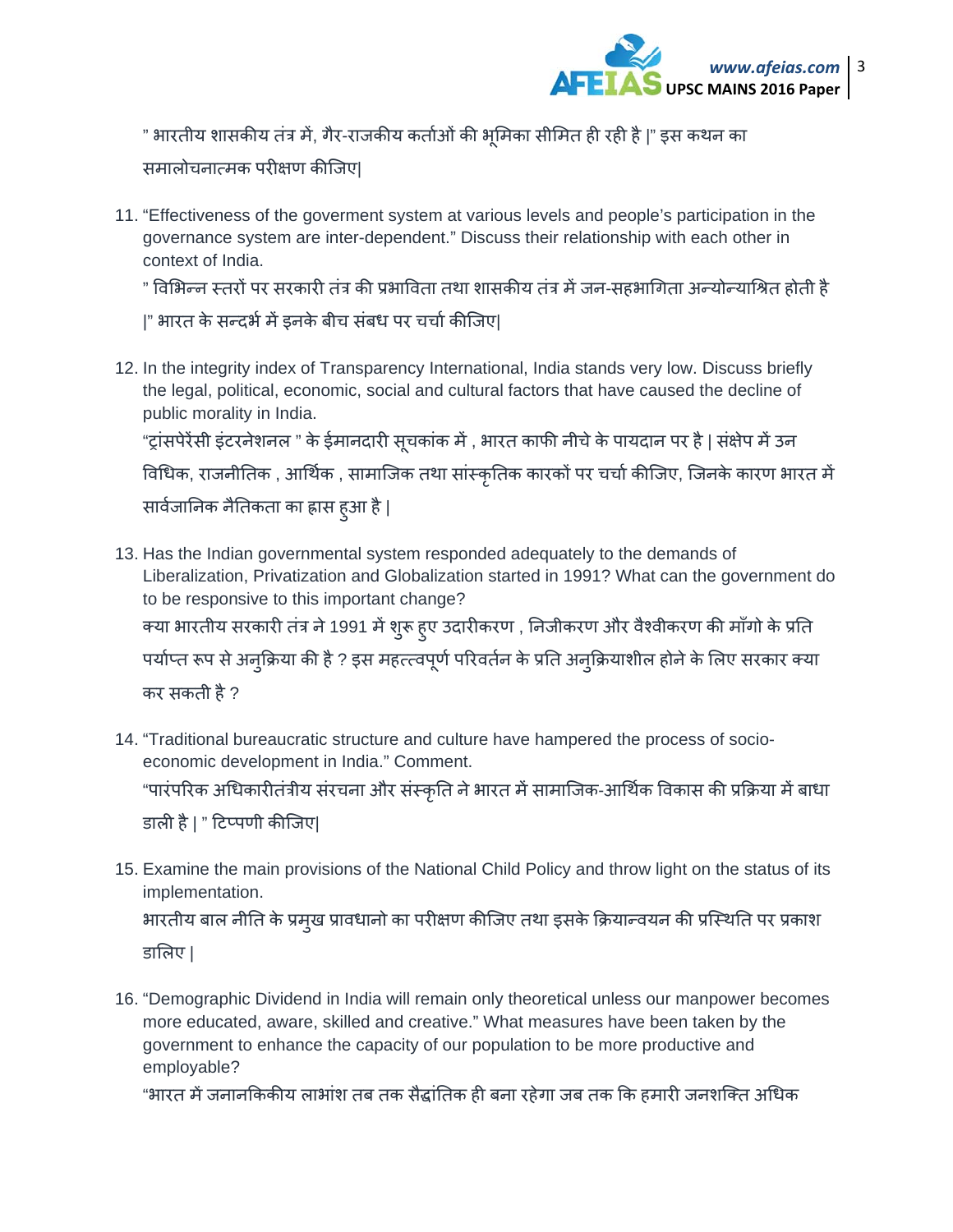" भारतीय शासकीय तंत्र में, गैर-राजकीय कर्ताओं की भूमिका सीमित ही रही है |" इस कथन का समालोचनात्मक परीक्षण कीजिए|

11. "Effectiveness of the goverment system at various levels and people's participation in the governance system are inter-dependent." Discuss their relationship with each other in context of India.

    " विभिन्न स्तरों पर सरकारी तंत्र की प्रभाविता तथा शासकीय तंत्र में जन-सहभागिता अन्योन्याश्रित होती है |" भारत के सन्दर्भ में इनके बीच संबध पर चर्चा कीजिए|

12. In the integrity index of Transparency International, India stands very low. Discuss briefly the legal, political, economic, social and cultural factors that have caused the decline of public morality in India.

    "ट्रांसपेरेंसी इंटरनेशनल " के ईमानदारी सूचकांक में , भारत काफी नीचे के पायदान पर है | संक्षेप में उन विधिक, राजनीतिक , आर्थिक , सामाजिक तथा सांस्कृतिक कारकों पर चर्चा कीजिए, जिनके कारण भारत में सार्वजानिक नैतिकता का ह्रास हुआ है |

13. Has the Indian governmental system responded adequately to the demands of Liberalization, Privatization and Globalization started in 1991? What can the government do to be responsive to this important change?

    क्या भारतीय सरकारी तंत्र ने 1991 में शुरू हुए उदारीकरण , निजीकरण और वैश्वीकरण की माँगो के प्रति पर्याप्त रूप से अनुक्रिया की है ? इस महत्त्वपूर्ण परिवर्तन के प्रति अनुक्रियाशील होने के लिए सरकार क्या कर सकती है ?

14. "Traditional bureaucratic structure and culture have hampered the process of socio-economic development in India." Comment.

    "पारंपरिक अधिकारीतंत्रीय संरचना और संस्कृति ने भारत में सामाजिक-आर्थिक विकास की प्रक्रिया में बाधा डाली है | " टिप्पणी कीजिए|

15. Examine the main provisions of the National Child Policy and throw light on the status of its implementation.

    भारतीय बाल नीति के प्रमुख प्रावधानो का परीक्षण कीजिए तथा इसके क्रियान्वयन की प्रस्थिति पर प्रकाश डालिए |

16. "Demographic Dividend in India will remain only theoretical unless our manpower becomes more educated, aware, skilled and creative." What measures have been taken by the government to enhance the capacity of our population to be more productive and employable?

    "भारत में जनानकिकीय लाभांश तब तक सैद्धांतिक ही बना रहेगा जब तक कि हमारी जनशक्ति अधिक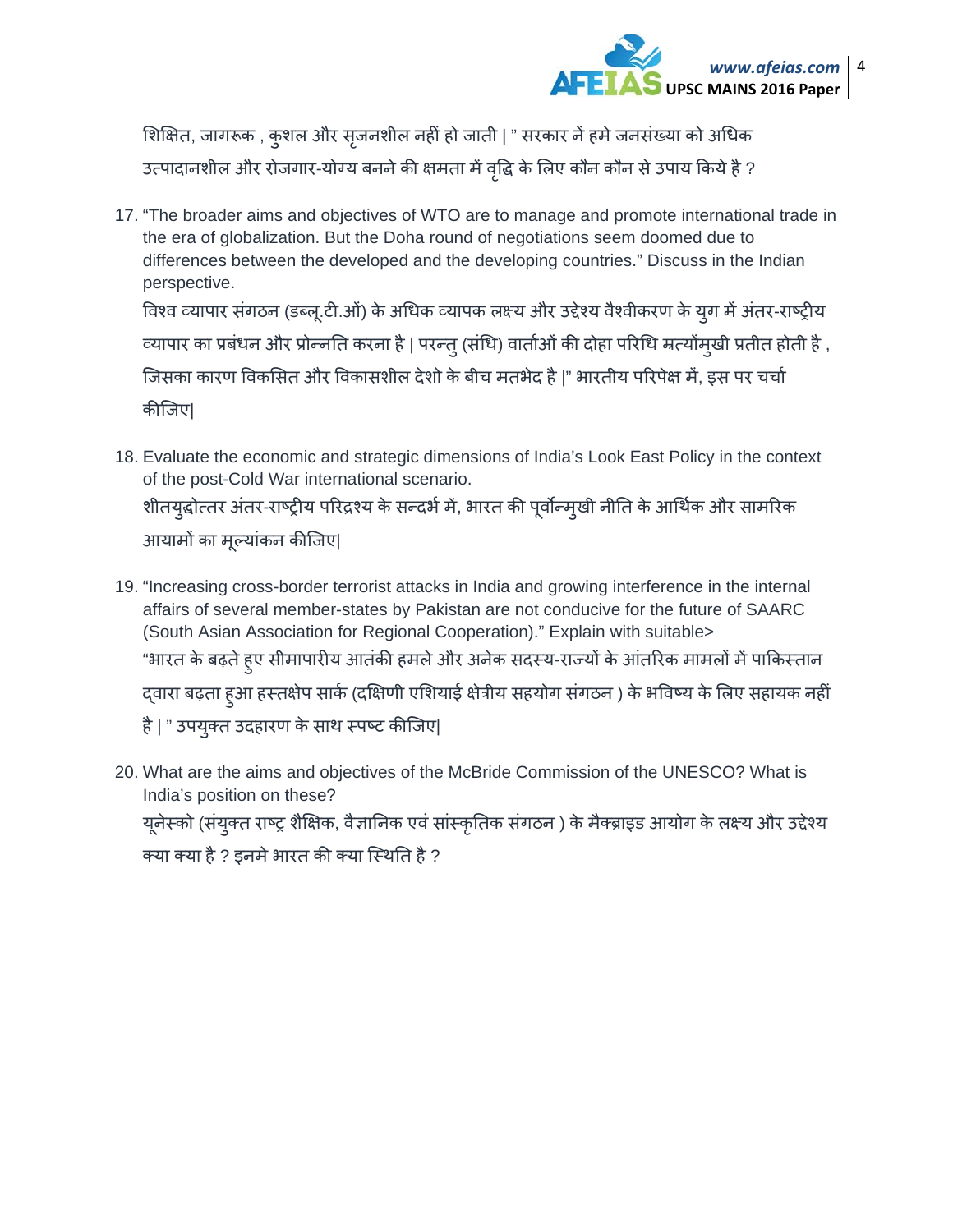शिक्षित, जागरूक , कुशल और सृजनशील नहीं हो जाती | " सरकार नें हमे जनसंख्या को अधिक उत्पादानशील और रोजगार-योग्य बनने की क्षमता में वृद्धि के लिए कौन कौन से उपाय किये है ?

17. "The broader aims and objectives of WTO are to manage and promote international trade in the era of globalization. But the Doha round of negotiations seem doomed due to differences between the developed and the developing countries." Discuss in the Indian perspective.
    विश्व व्यापार संगठन (डब्लू.टी.ओं) के अधिक व्यापक लक्ष्य और उद्देश्य वैश्वीकरण के युग में अंतर-राष्ट्रीय व्यापार का प्रबंधन और प्रोन्नति करना है | परन्तु (संधि) वार्ताओं की दोहा परिधि मृत्योंमुखी प्रतीत होती है , जिसका कारण विकसित और विकासशील देशो के बीच मतभेद है |" भारतीय परिपेक्ष में, इस पर चर्चा कीजिए|

18. Evaluate the economic and strategic dimensions of India's Look East Policy in the context of the post-Cold War international scenario.
    शीतयुद्धोत्तर अंतर-राष्ट्रीय परिद्रश्य के सन्दर्भ में, भारत की पूर्वोन्मुखी नीति के आर्थिक और सामरिक आयामों का मूल्यांकन कीजिए|

19. "Increasing cross-border terrorist attacks in India and growing interference in the internal affairs of several member-states by Pakistan are not conducive for the future of SAARC (South Asian Association for Regional Cooperation)." Explain with suitable>
    "भारत के बढ़ते हुए सीमापारीय आतंकी हमले और अनेक सदस्य-राज्यों के आंतरिक मामलों में पाकिस्तान द्वारा बढ़ता हुआ हस्तक्षेप सार्क (दक्षिणी एशियाई क्षेत्रीय सहयोग संगठन ) के भविष्य के लिए सहायक नहीं है | " उपयुक्त उदहारण के साथ स्पष्ट कीजिए|

20. What are the aims and objectives of the McBride Commission of the UNESCO? What is India's position on these?
    यूनेस्को (संयुक्त राष्ट्र शैक्षिक, वैज्ञानिक एवं सांस्कृतिक संगठन ) के मैक्ब्राइड आयोग के लक्ष्य और उद्देश्य क्या क्या है ? इनमे भारत की क्या स्थिति है ?